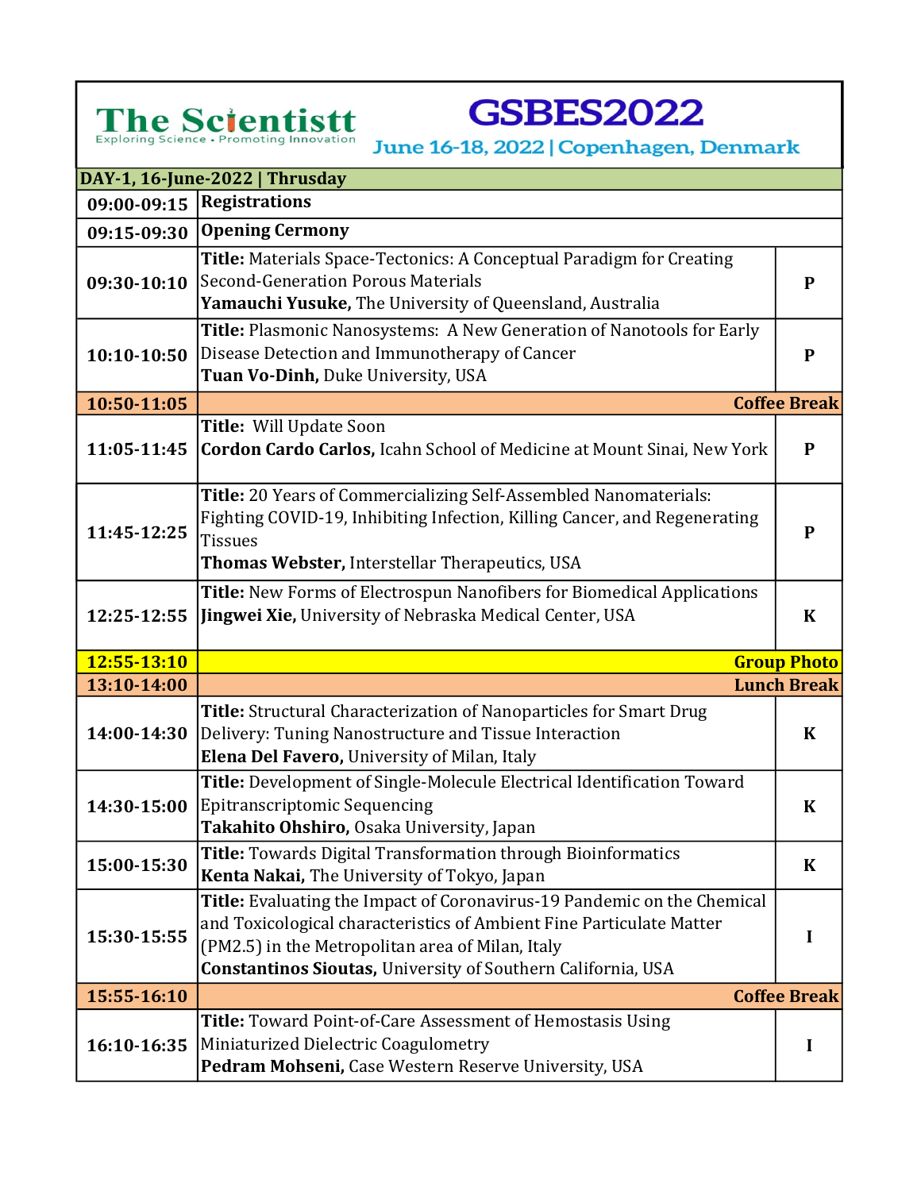# The Scientistt

Exploring Science • Promoting Innovation

# GSBES2022

June 16-18, 2022 | Copenhagen, Denmark

| DAY-1, 16-June-2022 \| Thrusday | | |
|---|---|---|
| 09:00-09:15 | **Registrations** | |
| 09:15-09:30 | **Opening Cermony** | |
| 09:30-10:10 | **Title:** Materials Space-Tectonics: A Conceptual Paradigm for Creating Second-Generation Porous Materials<br>**Yamauchi Yusuke,** The University of Queensland, Australia | P |
| 10:10-10:50 | **Title:** Plasmonic Nanosystems: A New Generation of Nanotools for Early Disease Detection and Immunotherapy of Cancer<br>**Tuan Vo-Dinh,** Duke University, USA | P |
| 10:50-11:05 | **Coffee Break** | |
| 11:05-11:45 | **Title:** Will Update Soon<br>**Cordon Cardo Carlos,** Icahn School of Medicine at Mount Sinai, New York | P |
| 11:45-12:25 | **Title:** 20 Years of Commercializing Self-Assembled Nanomaterials: Fighting COVID-19, Inhibiting Infection, Killing Cancer, and Regenerating Tissues<br>**Thomas Webster,** Interstellar Therapeutics, USA | P |
| 12:25-12:55 | **Title:** New Forms of Electrospun Nanofibers for Biomedical Applications<br>**Jingwei Xie,** University of Nebraska Medical Center, USA | K |
| 12:55-13:10 | **Group Photo** | |
| 13:10-14:00 | **Lunch Break** | |
| 14:00-14:30 | **Title:** Structural Characterization of Nanoparticles for Smart Drug Delivery: Tuning Nanostructure and Tissue Interaction<br>**Elena Del Favero,** University of Milan, Italy | K |
| 14:30-15:00 | **Title:** Development of Single-Molecule Electrical Identification Toward Epitranscriptomic Sequencing<br>**Takahito Ohshiro,** Osaka University, Japan | K |
| 15:00-15:30 | **Title:** Towards Digital Transformation through Bioinformatics<br>**Kenta Nakai,** The University of Tokyo, Japan | K |
| 15:30-15:55 | **Title:** Evaluating the Impact of Coronavirus-19 Pandemic on the Chemical and Toxicological characteristics of Ambient Fine Particulate Matter (PM2.5) in the Metropolitan area of Milan, Italy<br>**Constantinos Sioutas,** University of Southern California, USA | I |
| 15:55-16:10 | **Coffee Break** | |
| 16:10-16:35 | **Title:** Toward Point-of-Care Assessment of Hemostasis Using Miniaturized Dielectric Coagulometry<br>**Pedram Mohseni,** Case Western Reserve University, USA | I |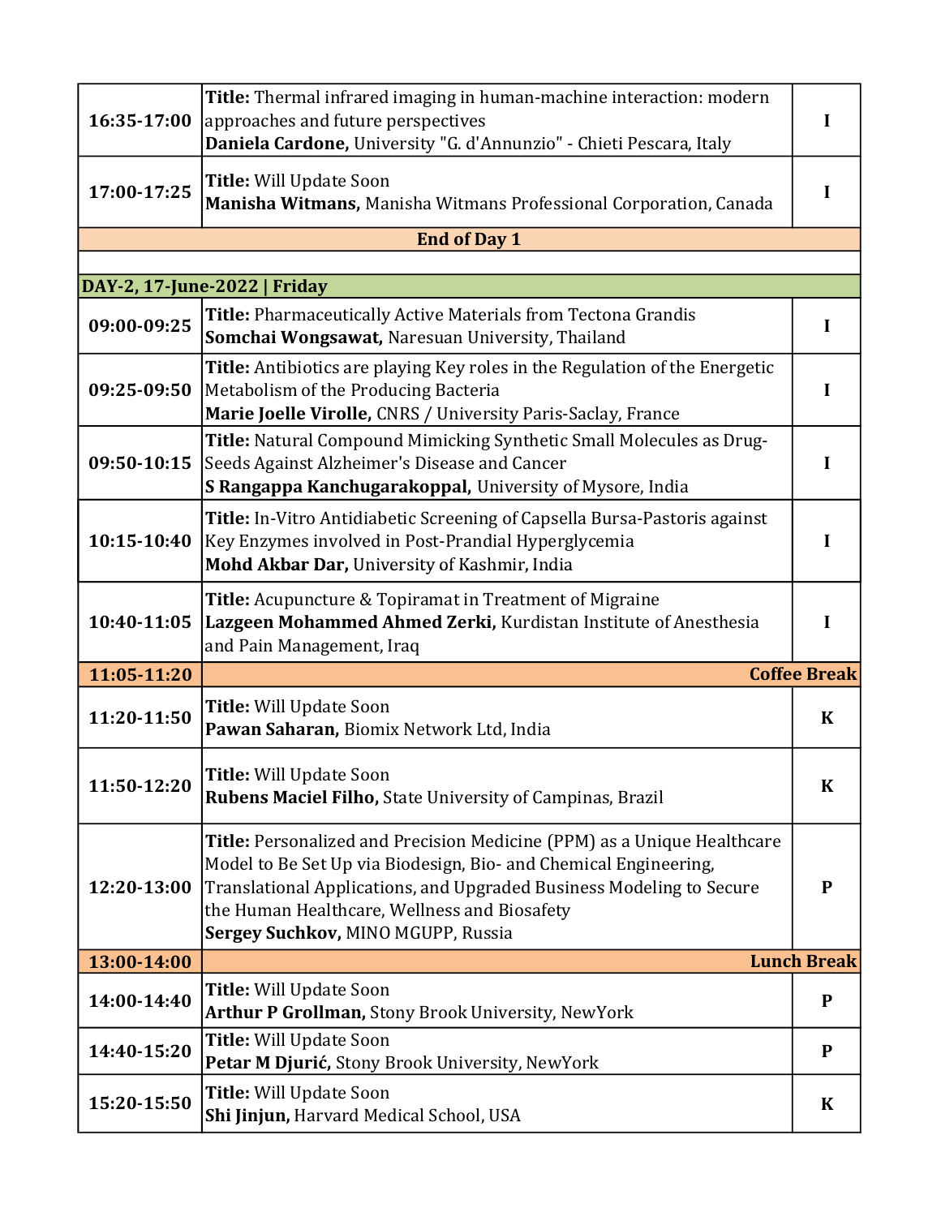| | | |
|---|---|---|
| **16:35-17:00** | **Title:** Thermal infrared imaging in human-machine interaction: modern approaches and future perspectives<br>**Daniela Cardone,** University "G. d'Annunzio" - Chieti Pescara, Italy | **I** |
| **17:00-17:25** | **Title:** Will Update Soon<br>**Manisha Witmans,** Manisha Witmans Professional Corporation, Canada | **I** |
| **End of Day 1** | | |
| | | |
| **DAY-2, 17-June-2022 \| Friday** | | |
| **09:00-09:25** | **Title:** Pharmaceutically Active Materials from Tectona Grandis<br>**Somchai Wongsawat,** Naresuan University, Thailand | **I** |
| **09:25-09:50** | **Title:** Antibiotics are playing Key roles in the Regulation of the Energetic Metabolism of the Producing Bacteria<br>**Marie Joelle Virolle,** CNRS / University Paris-Saclay, France | **I** |
| **09:50-10:15** | **Title:** Natural Compound Mimicking Synthetic Small Molecules as Drug-Seeds Against Alzheimer's Disease and Cancer<br>**S Rangappa Kanchugarakoppal,** University of Mysore, India | **I** |
| **10:15-10:40** | **Title:** In-Vitro Antidiabetic Screening of Capsella Bursa-Pastoris against Key Enzymes involved in Post-Prandial Hyperglycemia<br>**Mohd Akbar Dar,** University of Kashmir, India | **I** |
| **10:40-11:05** | **Title:** Acupuncture & Topiramat in Treatment of Migraine<br>**Lazgeen Mohammed Ahmed Zerki,** Kurdistan Institute of Anesthesia and Pain Management, Iraq | **I** |
| **11:05-11:20** | **Coffee Break** | |
| **11:20-11:50** | **Title:** Will Update Soon<br>**Pawan Saharan,** Biomix Network Ltd, India | **K** |
| **11:50-12:20** | **Title:** Will Update Soon<br>**Rubens Maciel Filho,** State University of Campinas, Brazil | **K** |
| **12:20-13:00** | **Title:** Personalized and Precision Medicine (PPM) as a Unique Healthcare Model to Be Set Up via Biodesign, Bio- and Chemical Engineering, Translational Applications, and Upgraded Business Modeling to Secure the Human Healthcare, Wellness and Biosafety<br>**Sergey Suchkov,** MINO MGUPP, Russia | **P** |
| **13:00-14:00** | **Lunch Break** | |
| **14:00-14:40** | **Title:** Will Update Soon<br>**Arthur P Grollman,** Stony Brook University, NewYork | **P** |
| **14:40-15:20** | **Title:** Will Update Soon<br>**Petar M Djurić,** Stony Brook University, NewYork | **P** |
| **15:20-15:50** | **Title:** Will Update Soon<br>**Shi Jinjun,** Harvard Medical School, USA | **K** |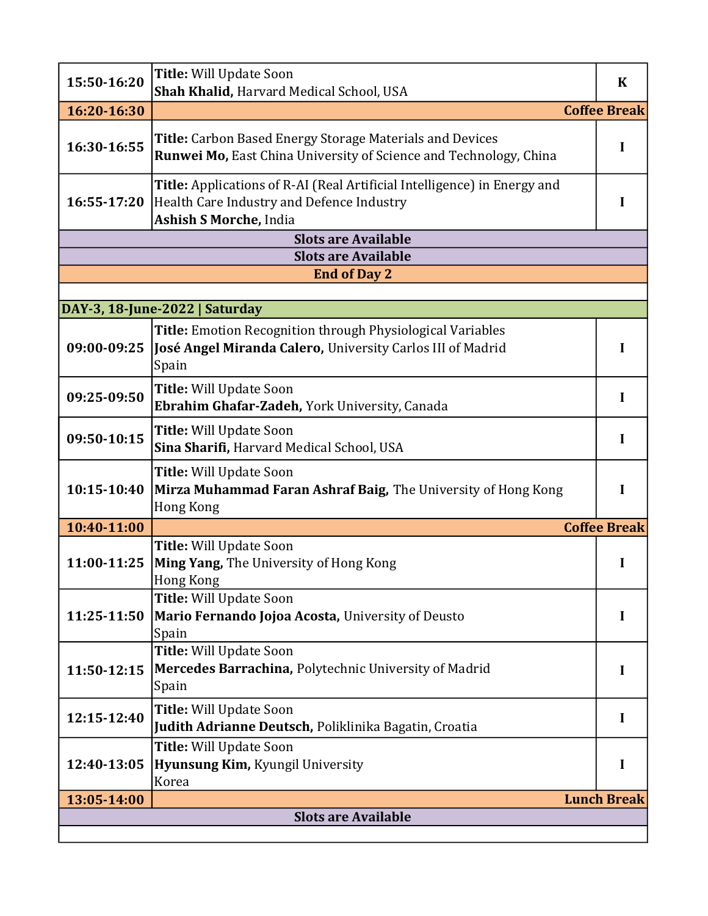| | | |
|---|---|---|
| 15:50-16:20 | **Title:** Will Update Soon<br>**Shah Khalid,** Harvard Medical School, USA | K |
| 16:20-16:30 | **Coffee Break** | |
| 16:30-16:55 | **Title:** Carbon Based Energy Storage Materials and Devices<br>**Runwei Mo,** East China University of Science and Technology, China | I |
| 16:55-17:20 | **Title:** Applications of R-AI (Real Artificial Intelligence) in Energy and Health Care Industry and Defence Industry<br>**Ashish S Morche,** India | I |
| **Slots are Available** | | |
| **Slots are Available** | | |
| **End of Day 2** | | |
| | | |
| **DAY-3, 18-June-2022 \| Saturday** | | |
| 09:00-09:25 | **Title:** Emotion Recognition through Physiological Variables<br>**José Angel Miranda Calero,** University Carlos III of Madrid<br>Spain | I |
| 09:25-09:50 | **Title:** Will Update Soon<br>**Ebrahim Ghafar-Zadeh,** York University, Canada | I |
| 09:50-10:15 | **Title:** Will Update Soon<br>**Sina Sharifi,** Harvard Medical School, USA | I |
| 10:15-10:40 | **Title:** Will Update Soon<br>**Mirza Muhammad Faran Ashraf Baig,** The University of Hong Kong<br>Hong Kong | I |
| 10:40-11:00 | **Coffee Break** | |
| 11:00-11:25 | **Title:** Will Update Soon<br>**Ming Yang,** The University of Hong Kong<br>Hong Kong | I |
| 11:25-11:50 | **Title:** Will Update Soon<br>**Mario Fernando Jojoa Acosta,** University of Deusto<br>Spain | I |
| 11:50-12:15 | **Title:** Will Update Soon<br>**Mercedes Barrachina,** Polytechnic University of Madrid<br>Spain | I |
| 12:15-12:40 | **Title:** Will Update Soon<br>**Judith Adrianne Deutsch,** Poliklinika Bagatin, Croatia | I |
| 12:40-13:05 | **Title:** Will Update Soon<br>**Hyunsung Kim,** Kyungil University<br>Korea | I |
| 13:05-14:00 | **Lunch Break** | |
| **Slots are Available** | | |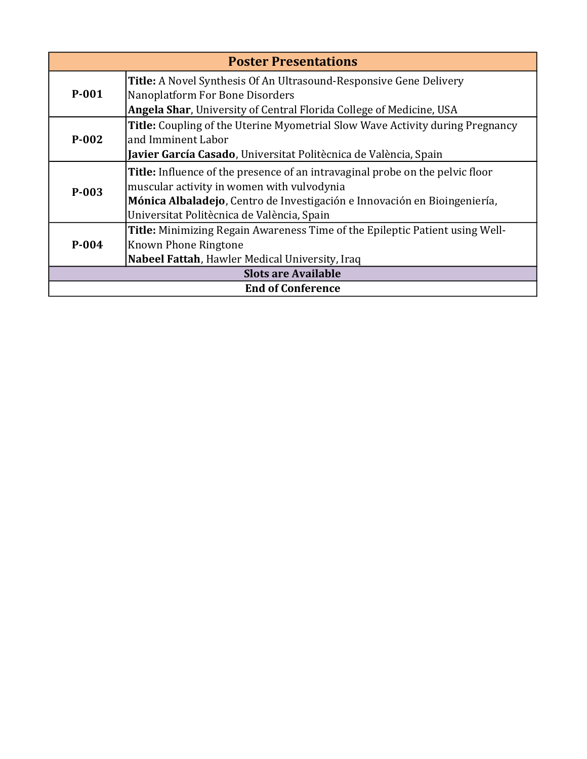| Poster Presentations | |
|---|---|
| **P-001** | **Title:** A Novel Synthesis Of An Ultrasound-Responsive Gene Delivery Nanoplatform For Bone Disorders<br>**Angela Shar**, University of Central Florida College of Medicine, USA |
| **P-002** | **Title:** Coupling of the Uterine Myometrial Slow Wave Activity during Pregnancy and Imminent Labor<br>**Javier García Casado**, Universitat Politècnica de València, Spain |
| **P-003** | **Title:** Influence of the presence of an intravaginal probe on the pelvic floor muscular activity in women with vulvodynia<br>**Mónica Albaladejo**, Centro de Investigación e Innovación en Bioingeniería, Universitat Politècnica de València, Spain |
| **P-004** | **Title:** Minimizing Regain Awareness Time of the Epileptic Patient using Well-Known Phone Ringtone<br>**Nabeel Fattah**, Hawler Medical University, Iraq |
| **Slots are Available** | |
| **End of Conference** | |